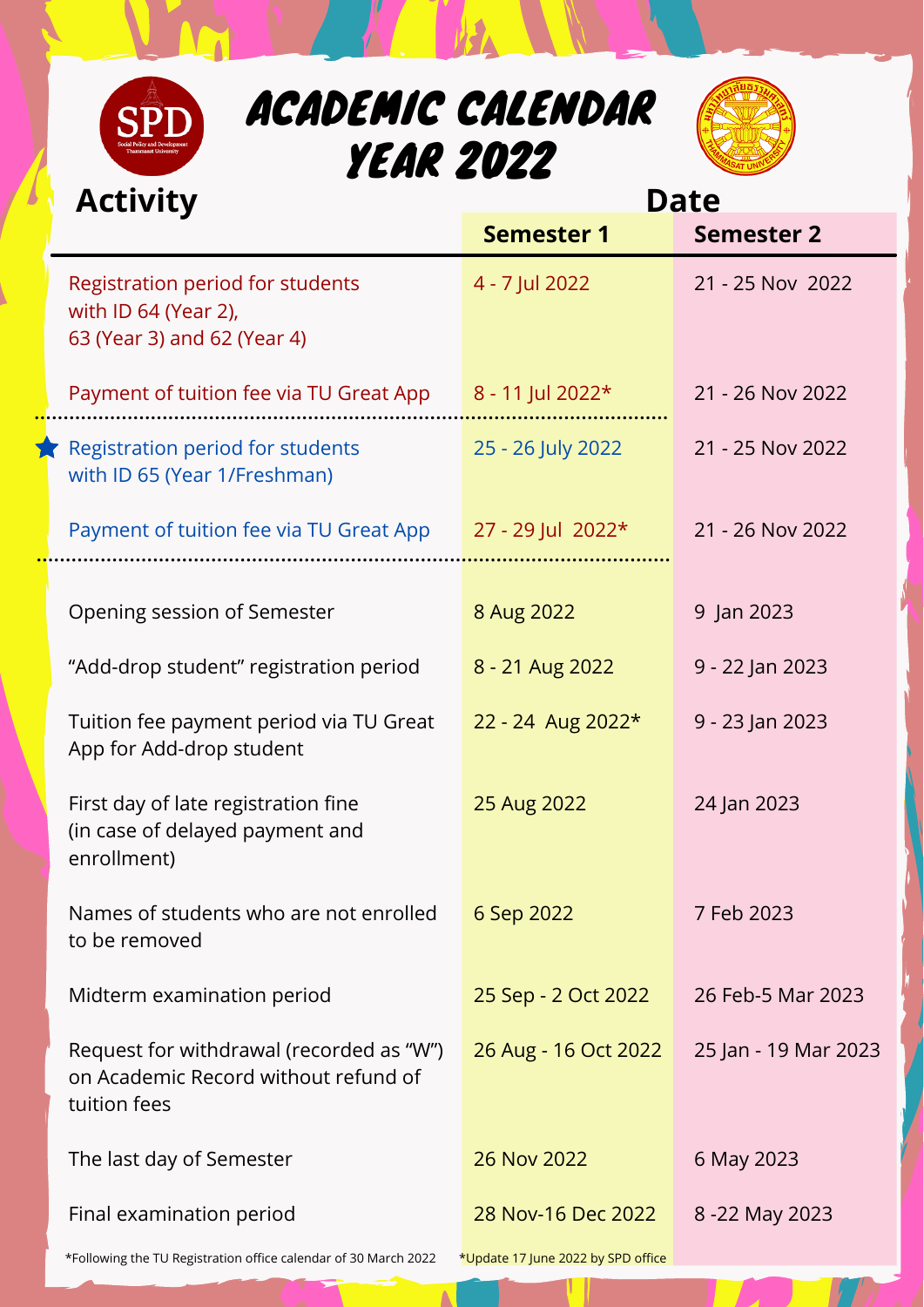# ACADEMIC CALENDAR YEAR 2022

| Activity | Date | |
|---|---|---|
| | **Semester 1** | **Semester 2** |
| Registration period for students with ID 64 (Year 2), 63 (Year 3) and 62 (Year 4) | 4 - 7 Jul 2022 | 21 - 25 Nov 2022 |
| Payment of tuition fee via TU Great App | 8 - 11 Jul 2022* | 21 - 26 Nov 2022 |
| ★ Registration period for students with ID 65 (Year 1/Freshman) | 25 - 26 July 2022 | 21 - 25 Nov 2022 |
| Payment of tuition fee via TU Great App | 27 - 29 Jul 2022* | 21 - 26 Nov 2022 |
| Opening session of Semester | 8 Aug 2022 | 9 Jan 2023 |
| "Add-drop student" registration period | 8 - 21 Aug 2022 | 9 - 22 Jan 2023 |
| Tuition fee payment period via TU Great App for Add-drop student | 22 - 24 Aug 2022* | 9 - 23 Jan 2023 |
| First day of late registration fine (in case of delayed payment and enrollment) | 25 Aug 2022 | 24 Jan 2023 |
| Names of students who are not enrolled to be removed | 6 Sep 2022 | 7 Feb 2023 |
| Midterm examination period | 25 Sep - 2 Oct 2022 | 26 Feb-5 Mar 2023 |
| Request for withdrawal (recorded as "W") on Academic Record without refund of tuition fees | 26 Aug - 16 Oct 2022 | 25 Jan - 19 Mar 2023 |
| The last day of Semester | 26 Nov 2022 | 6 May 2023 |
| Final examination period | 28 Nov-16 Dec 2022 | 8 -22 May 2023 |

*Following the TU Registration office calendar of 30 March 2022

*Update 17 June 2022 by SPD office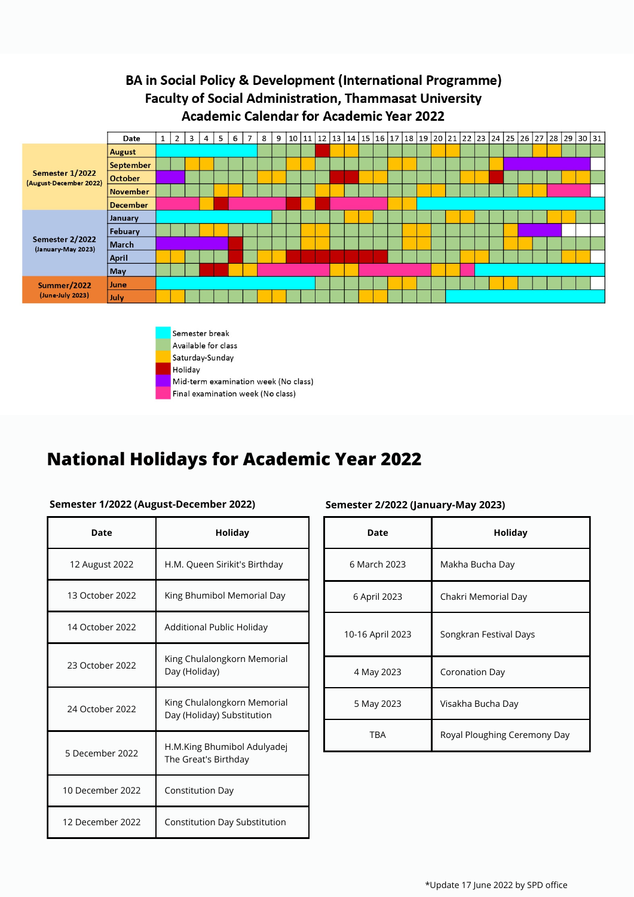# BA in Social Policy & Development (International Programme)
## Faculty of Social Administration, Thammasat University
## Academic Calendar for Academic Year 2022

| | Date | 1 | 2 | 3 | 4 | 5 | 6 | 7 | 8 | 9 | 10 | 11 | 12 | 13 | 14 | 15 | 16 | 17 | 18 | 19 | 20 | 21 | 22 | 23 | 24 | 25 | 26 | 27 | 28 | 29 | 30 | 31 |
|---|---|---|---|---|---|---|---|---|---|---|---|---|---|---|---|---|---|---|---|---|---|---|---|---|---|---|---|---|---|---|---|---|
| Semester 1/2022 (August-December 2022) | August | | | | | | | | | | | | | | | | | | | | | | | | | | | | | | | |
| | September | | | | | | | | | | | | | | | | | | | | | | | | | | | | | | | |
| | October | | | | | | | | | | | | | | | | | | | | | | | | | | | | | | | |
| | November | | | | | | | | | | | | | | | | | | | | | | | | | | | | | | | |
| | December | | | | | | | | | | | | | | | | | | | | | | | | | | | | | | | |
| Semester 2/2022 (January-May 2023) | January | | | | | | | | | | | | | | | | | | | | | | | | | | | | | | | |
| | Febuary | | | | | | | | | | | | | | | | | | | | | | | | | | | | | | | |
| | March | | | | | | | | | | | | | | | | | | | | | | | | | | | | | | | |
| | April | | | | | | | | | | | | | | | | | | | | | | | | | | | | | | | |
| | May | | | | | | | | | | | | | | | | | | | | | | | | | | | | | | | |
| Summer/2022 (June-July 2023) | June | | | | | | | | | | | | | | | | | | | | | | | | | | | | | | | |
| | July | | | | | | | | | | | | | | | | | | | | | | | | | | | | | | | |

- Semester break
- Available for class
- Saturday-Sunday
- Holiday
- Mid-term examination week (No class)
- Final examination week (No class)

# National Holidays for Academic Year 2022

**Semester 1/2022 (August-December 2022)**

| Date | Holiday |
|---|---|
| 12 August 2022 | H.M. Queen Sirikit's Birthday |
| 13 October 2022 | King Bhumibol Memorial Day |
| 14 October 2022 | Additional Public Holiday |
| 23 October 2022 | King Chulalongkorn Memorial Day (Holiday) |
| 24 October 2022 | King Chulalongkorn Memorial Day (Holiday) Substitution |
| 5 December 2022 | H.M.King Bhumibol Adulyadej The Great's Birthday |
| 10 December 2022 | Constitution Day |
| 12 December 2022 | Constitution Day Substitution |

**Semester 2/2022 (January-May 2023)**

| Date | Holiday |
|---|---|
| 6 March 2023 | Makha Bucha Day |
| 6 April 2023 | Chakri Memorial Day |
| 10-16 April 2023 | Songkran Festival Days |
| 4 May 2023 | Coronation Day |
| 5 May 2023 | Visakha Bucha Day |
| TBA | Royal Ploughing Ceremony Day |

*Update 17 June 2022 by SPD office